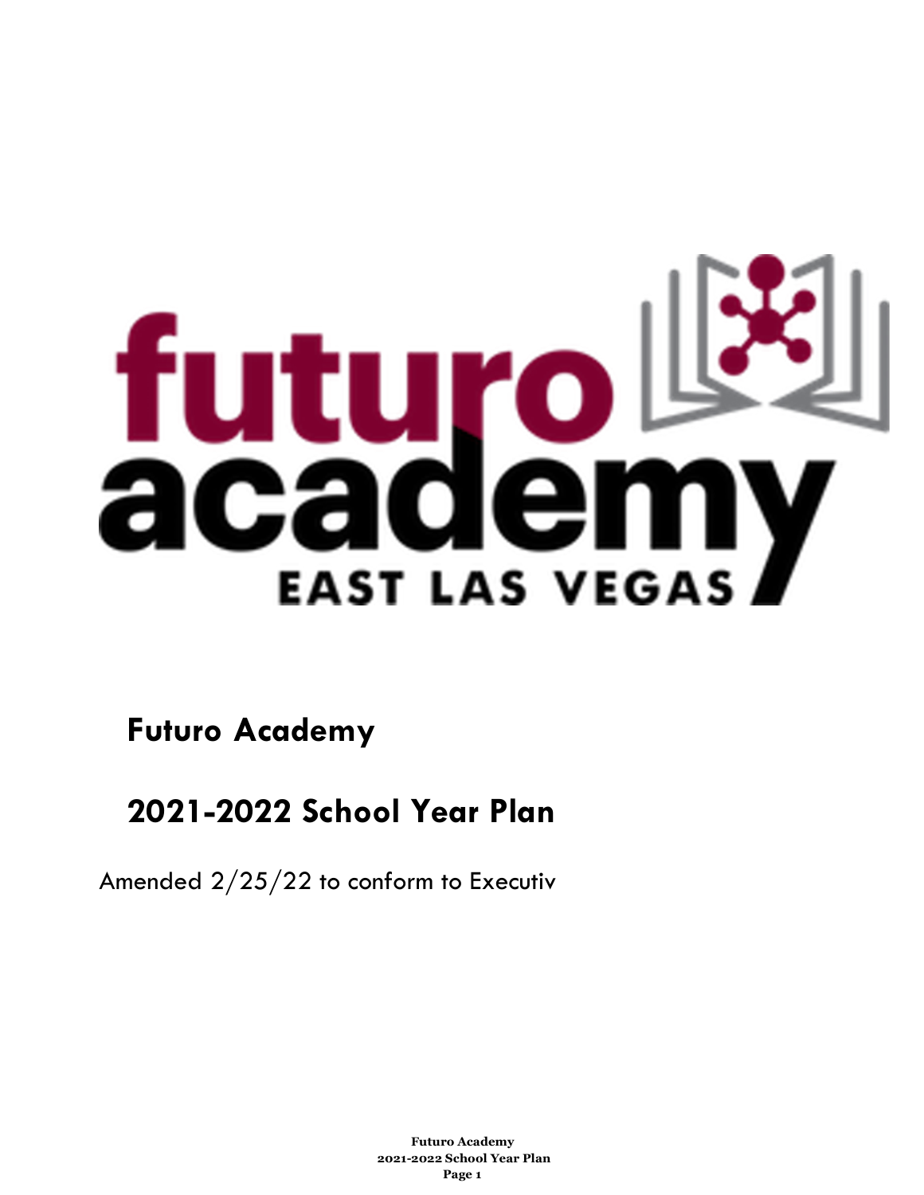# Futuro Academy

# 2021-2022 School Year Plan

Amended 2/25/22 to conform to Executiv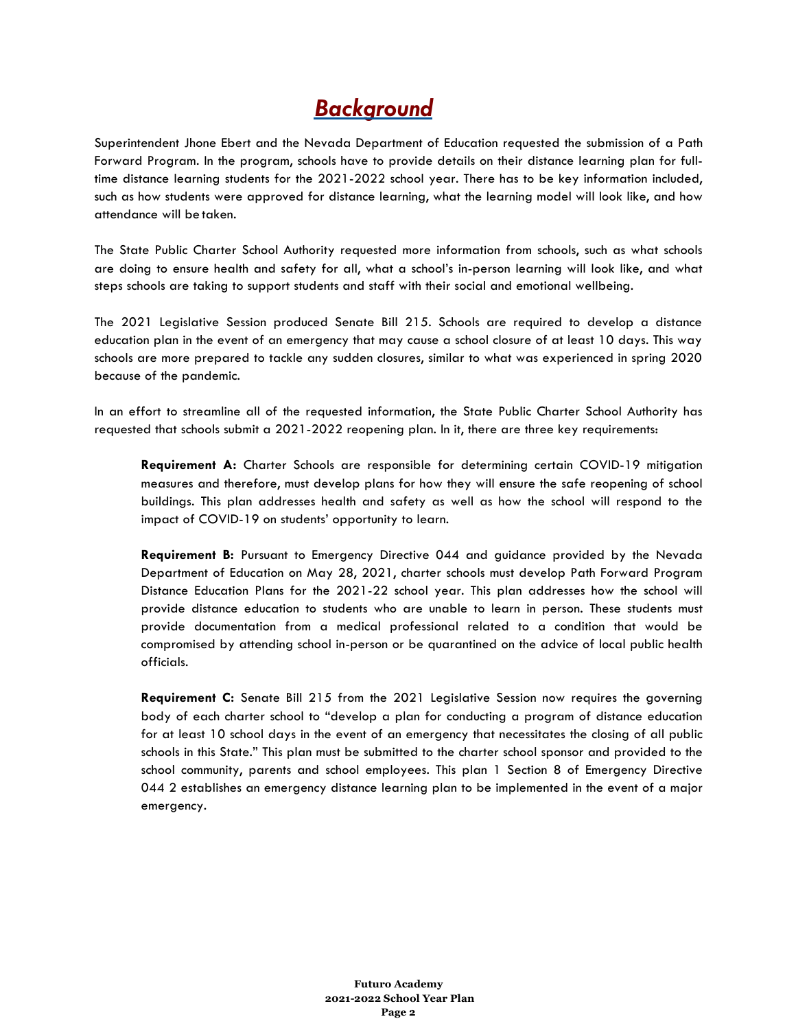# *Background*

Superintendent Jhone Ebert and the Nevada Department of Education requested the submission of a Path Forward Program. In the program, schools have to provide details on their distance learning plan for full-time distance learning students for the 2021-2022 school year. There has to be key information included, such as how students were approved for distance learning, what the learning model will look like, and how attendance will be taken.

The State Public Charter School Authority requested more information from schools, such as what schools are doing to ensure health and safety for all, what a school's in-person learning will look like, and what steps schools are taking to support students and staff with their social and emotional wellbeing.

The 2021 Legislative Session produced Senate Bill 215. Schools are required to develop a distance education plan in the event of an emergency that may cause a school closure of at least 10 days. This way schools are more prepared to tackle any sudden closures, similar to what was experienced in spring 2020 because of the pandemic.

In an effort to streamline all of the requested information, the State Public Charter School Authority has requested that schools submit a 2021-2022 reopening plan. In it, there are three key requirements:

> **Requirement A:** Charter Schools are responsible for determining certain COVID-19 mitigation measures and therefore, must develop plans for how they will ensure the safe reopening of school buildings. This plan addresses health and safety as well as how the school will respond to the impact of COVID-19 on students' opportunity to learn.
>
> **Requirement B:** Pursuant to Emergency Directive 044 and guidance provided by the Nevada Department of Education on May 28, 2021, charter schools must develop Path Forward Program Distance Education Plans for the 2021-22 school year. This plan addresses how the school will provide distance education to students who are unable to learn in person. These students must provide documentation from a medical professional related to a condition that would be compromised by attending school in-person or be quarantined on the advice of local public health officials.
>
> **Requirement C:** Senate Bill 215 from the 2021 Legislative Session now requires the governing body of each charter school to "develop a plan for conducting a program of distance education for at least 10 school days in the event of an emergency that necessitates the closing of all public schools in this State." This plan must be submitted to the charter school sponsor and provided to the school community, parents and school employees. This plan 1 Section 8 of Emergency Directive 044 2 establishes an emergency distance learning plan to be implemented in the event of a major emergency.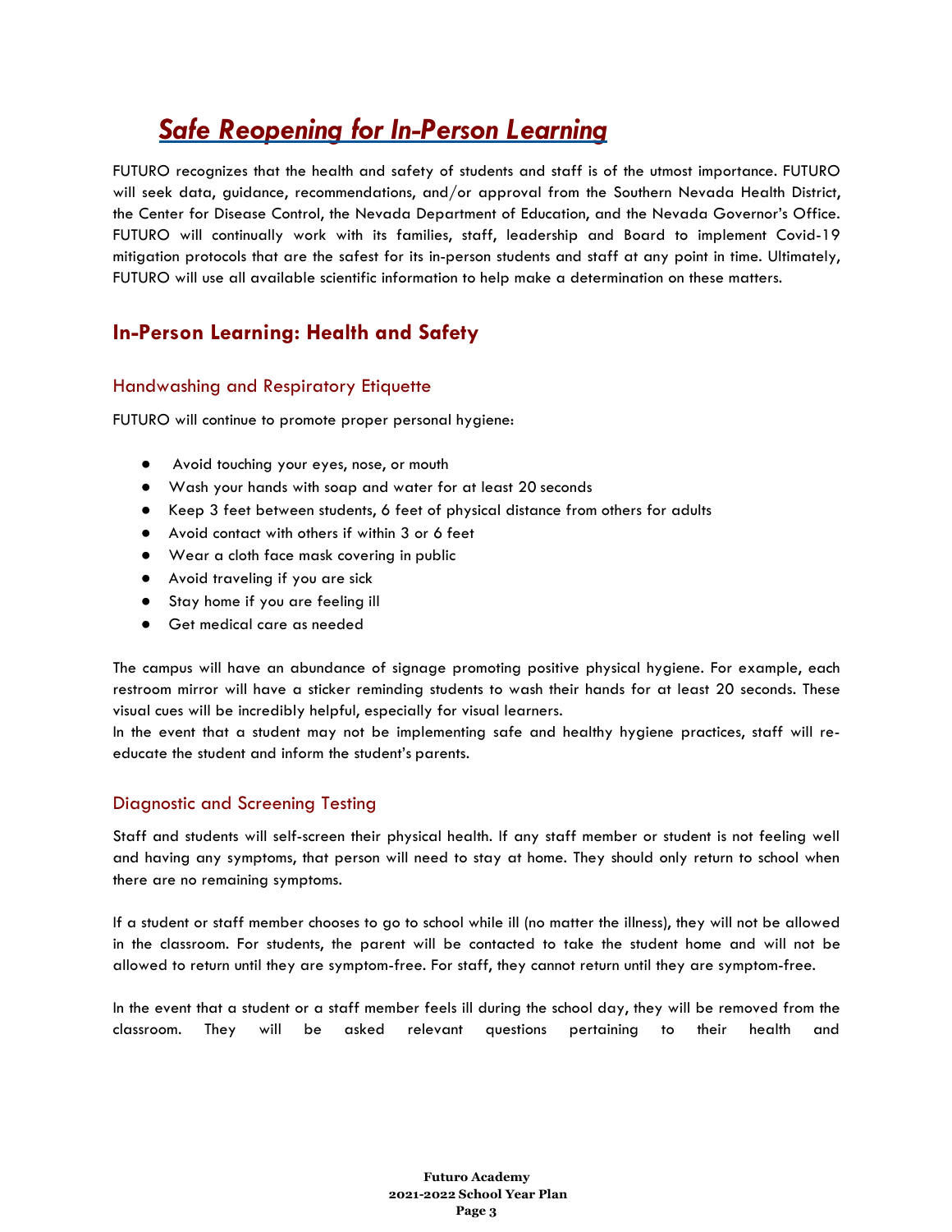# *Safe Reopening for In-Person Learning*

FUTURO recognizes that the health and safety of students and staff is of the utmost importance. FUTURO will seek data, guidance, recommendations, and/or approval from the Southern Nevada Health District, the Center for Disease Control, the Nevada Department of Education, and the Nevada Governor's Office. FUTURO will continually work with its families, staff, leadership and Board to implement Covid-19 mitigation protocols that are the safest for its in-person students and staff at any point in time. Ultimately, FUTURO will use all available scientific information to help make a determination on these matters.

## In-Person Learning: Health and Safety

### Handwashing and Respiratory Etiquette

FUTURO will continue to promote proper personal hygiene:

- Avoid touching your eyes, nose, or mouth
- Wash your hands with soap and water for at least 20 seconds
- Keep 3 feet between students, 6 feet of physical distance from others for adults
- Avoid contact with others if within 3 or 6 feet
- Wear a cloth face mask covering in public
- Avoid traveling if you are sick
- Stay home if you are feeling ill
- Get medical care as needed

The campus will have an abundance of signage promoting positive physical hygiene. For example, each restroom mirror will have a sticker reminding students to wash their hands for at least 20 seconds. These visual cues will be incredibly helpful, especially for visual learners.
In the event that a student may not be implementing safe and healthy hygiene practices, staff will re-educate the student and inform the student's parents.

### Diagnostic and Screening Testing

Staff and students will self-screen their physical health. If any staff member or student is not feeling well and having any symptoms, that person will need to stay at home. They should only return to school when there are no remaining symptoms.

If a student or staff member chooses to go to school while ill (no matter the illness), they will not be allowed in the classroom. For students, the parent will be contacted to take the student home and will not be allowed to return until they are symptom-free. For staff, they cannot return until they are symptom-free.

In the event that a student or a staff member feels ill during the school day, they will be removed from the classroom. They will be asked relevant questions pertaining to their health and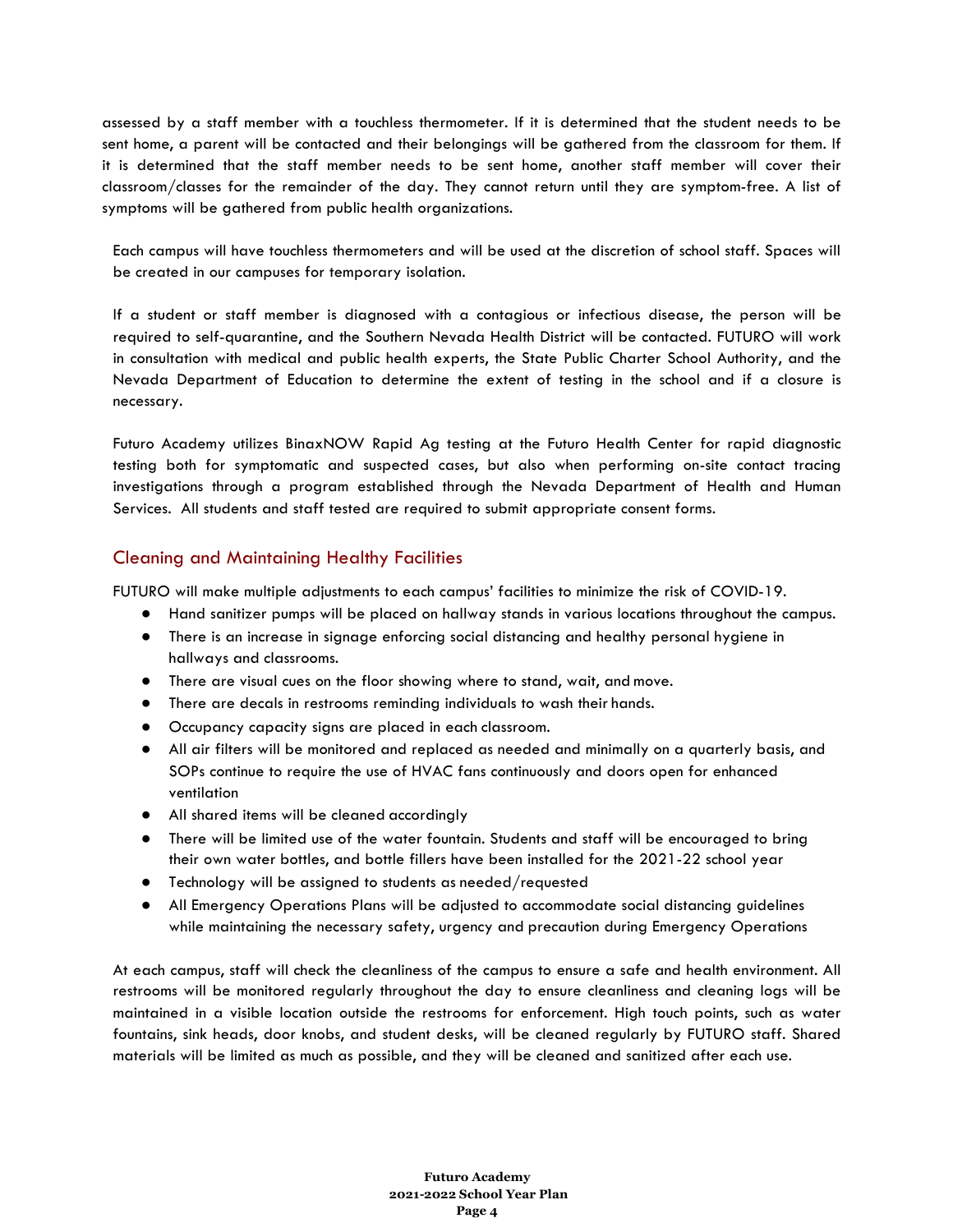assessed by a staff member with a touchless thermometer. If it is determined that the student needs to be sent home, a parent will be contacted and their belongings will be gathered from the classroom for them. If it is determined that the staff member needs to be sent home, another staff member will cover their classroom/classes for the remainder of the day. They cannot return until they are symptom-free. A list of symptoms will be gathered from public health organizations.

Each campus will have touchless thermometers and will be used at the discretion of school staff. Spaces will be created in our campuses for temporary isolation.

If a student or staff member is diagnosed with a contagious or infectious disease, the person will be required to self-quarantine, and the Southern Nevada Health District will be contacted. FUTURO will work in consultation with medical and public health experts, the State Public Charter School Authority, and the Nevada Department of Education to determine the extent of testing in the school and if a closure is necessary.

Futuro Academy utilizes BinaxNOW Rapid Ag testing at the Futuro Health Center for rapid diagnostic testing both for symptomatic and suspected cases, but also when performing on-site contact tracing investigations through a program established through the Nevada Department of Health and Human Services. All students and staff tested are required to submit appropriate consent forms.

## Cleaning and Maintaining Healthy Facilities

FUTURO will make multiple adjustments to each campus' facilities to minimize the risk of COVID-19.

- Hand sanitizer pumps will be placed on hallway stands in various locations throughout the campus.
- There is an increase in signage enforcing social distancing and healthy personal hygiene in hallways and classrooms.
- There are visual cues on the floor showing where to stand, wait, and move.
- There are decals in restrooms reminding individuals to wash their hands.
- Occupancy capacity signs are placed in each classroom.
- All air filters will be monitored and replaced as needed and minimally on a quarterly basis, and SOPs continue to require the use of HVAC fans continuously and doors open for enhanced ventilation
- All shared items will be cleaned accordingly
- There will be limited use of the water fountain. Students and staff will be encouraged to bring their own water bottles, and bottle fillers have been installed for the 2021-22 school year
- Technology will be assigned to students as needed/requested
- All Emergency Operations Plans will be adjusted to accommodate social distancing guidelines while maintaining the necessary safety, urgency and precaution during Emergency Operations

At each campus, staff will check the cleanliness of the campus to ensure a safe and health environment. All restrooms will be monitored regularly throughout the day to ensure cleanliness and cleaning logs will be maintained in a visible location outside the restrooms for enforcement. High touch points, such as water fountains, sink heads, door knobs, and student desks, will be cleaned regularly by FUTURO staff. Shared materials will be limited as much as possible, and they will be cleaned and sanitized after each use.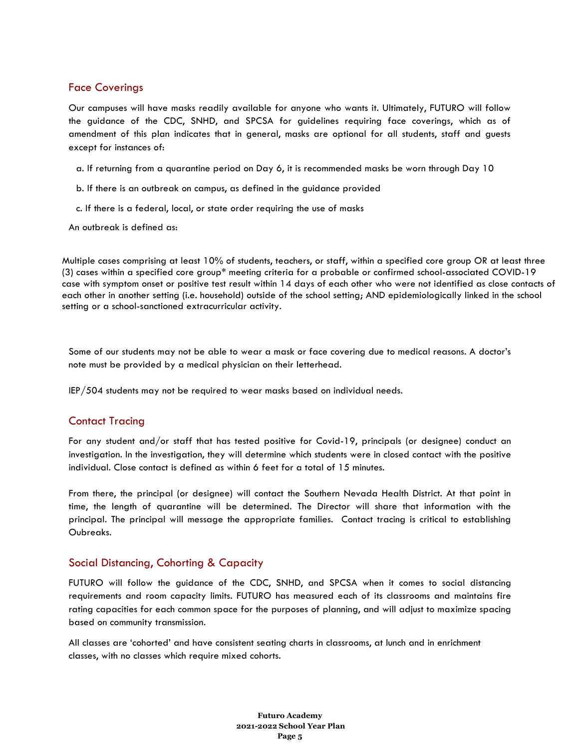## Face Coverings

Our campuses will have masks readily available for anyone who wants it. Ultimately, FUTURO will follow the guidance of the CDC, SNHD, and SPCSA for guidelines requiring face coverings, which as of amendment of this plan indicates that in general, masks are optional for all students, staff and guests except for instances of:

a. If returning from a quarantine period on Day 6, it is recommended masks be worn through Day 10

b. If there is an outbreak on campus, as defined in the guidance provided

c. If there is a federal, local, or state order requiring the use of masks

An outbreak is defined as:

Multiple cases comprising at least 10% of students, teachers, or staff, within a specified core group OR at least three (3) cases within a specified core group* meeting criteria for a probable or confirmed school-associated COVID-19 case with symptom onset or positive test result within 14 days of each other who were not identified as close contacts of each other in another setting (i.e. household) outside of the school setting; AND epidemiologically linked in the school setting or a school-sanctioned extracurricular activity.

Some of our students may not be able to wear a mask or face covering due to medical reasons. A doctor's note must be provided by a medical physician on their letterhead.

IEP/504 students may not be required to wear masks based on individual needs.

## Contact Tracing

For any student and/or staff that has tested positive for Covid-19, principals (or designee) conduct an investigation. In the investigation, they will determine which students were in closed contact with the positive individual. Close contact is defined as within 6 feet for a total of 15 minutes.

From there, the principal (or designee) will contact the Southern Nevada Health District. At that point in time, the length of quarantine will be determined. The Director will share that information with the principal. The principal will message the appropriate families. Contact tracing is critical to establishing Oubreaks.

## Social Distancing, Cohorting & Capacity

FUTURO will follow the guidance of the CDC, SNHD, and SPCSA when it comes to social distancing requirements and room capacity limits. FUTURO has measured each of its classrooms and maintains fire rating capacities for each common space for the purposes of planning, and will adjust to maximize spacing based on community transmission.

All classes are 'cohorted' and have consistent seating charts in classrooms, at lunch and in enrichment classes, with no classes which require mixed cohorts.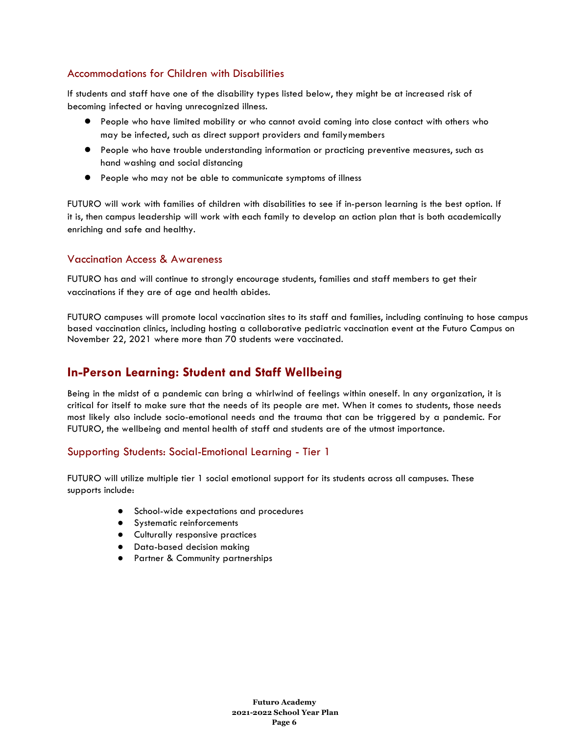### Accommodations for Children with Disabilities

If students and staff have one of the disability types listed below, they might be at increased risk of becoming infected or having unrecognized illness.

- People who have limited mobility or who cannot avoid coming into close contact with others who may be infected, such as direct support providers and family members
- People who have trouble understanding information or practicing preventive measures, such as hand washing and social distancing
- People who may not be able to communicate symptoms of illness

FUTURO will work with families of children with disabilities to see if in-person learning is the best option. If it is, then campus leadership will work with each family to develop an action plan that is both academically enriching and safe and healthy.

### Vaccination Access & Awareness

FUTURO has and will continue to strongly encourage students, families and staff members to get their vaccinations if they are of age and health abides.

FUTURO campuses will promote local vaccination sites to its staff and families, including continuing to hose campus based vaccination clinics, including hosting a collaborative pediatric vaccination event at the Futuro Campus on November 22, 2021 where more than 70 students were vaccinated.

## In-Person Learning: Student and Staff Wellbeing

Being in the midst of a pandemic can bring a whirlwind of feelings within oneself. In any organization, it is critical for itself to make sure that the needs of its people are met. When it comes to students, those needs most likely also include socio-emotional needs and the trauma that can be triggered by a pandemic. For FUTURO, the wellbeing and mental health of staff and students are of the utmost importance.

### Supporting Students: Social-Emotional Learning - Tier 1

FUTURO will utilize multiple tier 1 social emotional support for its students across all campuses. These supports include:

- School-wide expectations and procedures
- Systematic reinforcements
- Culturally responsive practices
- Data-based decision making
- Partner & Community partnerships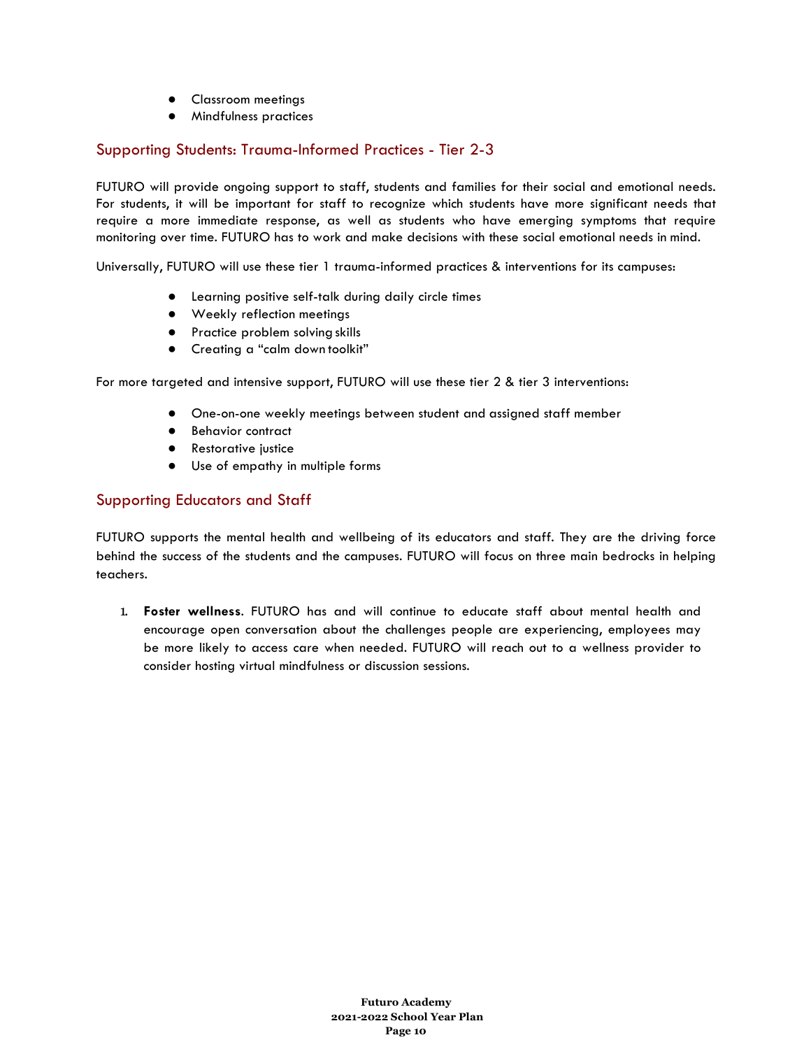- Classroom meetings
- Mindfulness practices

## Supporting Students: Trauma-Informed Practices - Tier 2-3

FUTURO will provide ongoing support to staff, students and families for their social and emotional needs. For students, it will be important for staff to recognize which students have more significant needs that require a more immediate response, as well as students who have emerging symptoms that require monitoring over time. FUTURO has to work and make decisions with these social emotional needs in mind.

Universally, FUTURO will use these tier 1 trauma-informed practices & interventions for its campuses:

- Learning positive self-talk during daily circle times
- Weekly reflection meetings
- Practice problem solving skills
- Creating a "calm down toolkit"

For more targeted and intensive support, FUTURO will use these tier 2 & tier 3 interventions:

- One-on-one weekly meetings between student and assigned staff member
- Behavior contract
- Restorative justice
- Use of empathy in multiple forms

## Supporting Educators and Staff

FUTURO supports the mental health and wellbeing of its educators and staff. They are the driving force behind the success of the students and the campuses. FUTURO will focus on three main bedrocks in helping teachers.

1. **Foster wellness**. FUTURO has and will continue to educate staff about mental health and encourage open conversation about the challenges people are experiencing, employees may be more likely to access care when needed. FUTURO will reach out to a wellness provider to consider hosting virtual mindfulness or discussion sessions.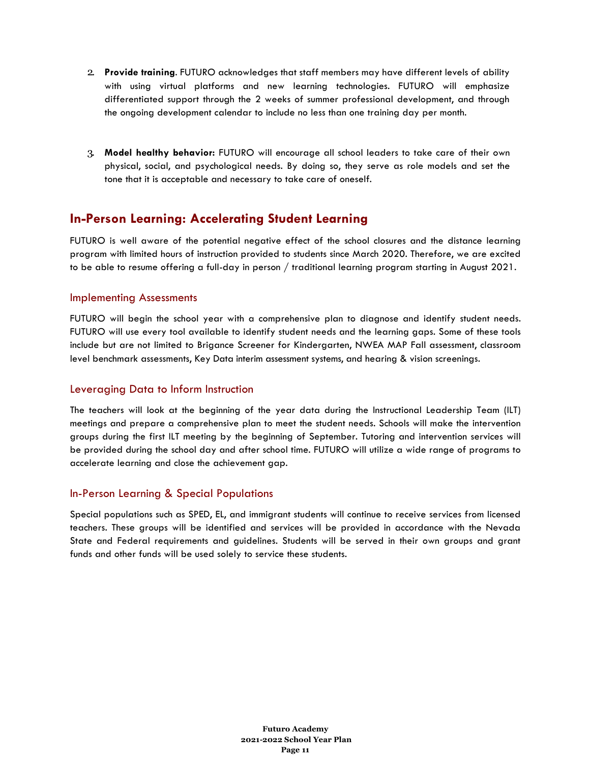2. **Provide training**. FUTURO acknowledges that staff members may have different levels of ability with using virtual platforms and new learning technologies. FUTURO will emphasize differentiated support through the 2 weeks of summer professional development, and through the ongoing development calendar to include no less than one training day per month.

3. **Model healthy behavior:** FUTURO will encourage all school leaders to take care of their own physical, social, and psychological needs. By doing so, they serve as role models and set the tone that it is acceptable and necessary to take care of oneself.

## In-Person Learning: Accelerating Student Learning

FUTURO is well aware of the potential negative effect of the school closures and the distance learning program with limited hours of instruction provided to students since March 2020. Therefore, we are excited to be able to resume offering a full-day in person / traditional learning program starting in August 2021.

### Implementing Assessments

FUTURO will begin the school year with a comprehensive plan to diagnose and identify student needs. FUTURO will use every tool available to identify student needs and the learning gaps. Some of these tools include but are not limited to Brigance Screener for Kindergarten, NWEA MAP Fall assessment, classroom level benchmark assessments, Key Data interim assessment systems, and hearing & vision screenings.

### Leveraging Data to Inform Instruction

The teachers will look at the beginning of the year data during the Instructional Leadership Team (ILT) meetings and prepare a comprehensive plan to meet the student needs. Schools will make the intervention groups during the first ILT meeting by the beginning of September. Tutoring and intervention services will be provided during the school day and after school time. FUTURO will utilize a wide range of programs to accelerate learning and close the achievement gap.

### In-Person Learning & Special Populations

Special populations such as SPED, EL, and immigrant students will continue to receive services from licensed teachers. These groups will be identified and services will be provided in accordance with the Nevada State and Federal requirements and guidelines. Students will be served in their own groups and grant funds and other funds will be used solely to service these students.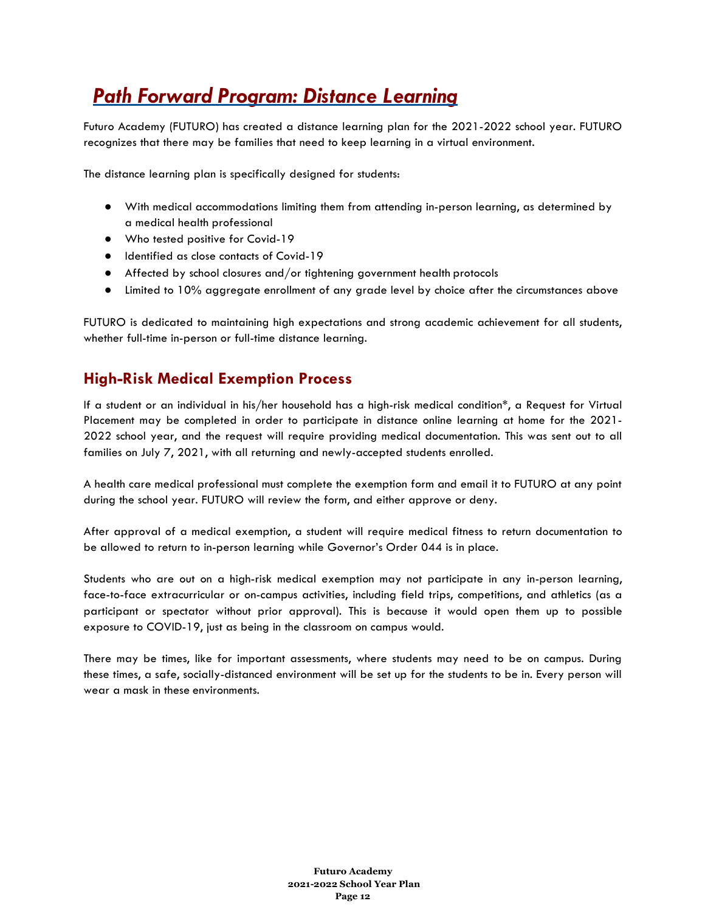# ***Path Forward Program: Distance Learning***

Futuro Academy (FUTURO) has created a distance learning plan for the 2021-2022 school year. FUTURO recognizes that there may be families that need to keep learning in a virtual environment.

The distance learning plan is specifically designed for students:

- With medical accommodations limiting them from attending in-person learning, as determined by a medical health professional
- Who tested positive for Covid-19
- Identified as close contacts of Covid-19
- Affected by school closures and/or tightening government health protocols
- Limited to 10% aggregate enrollment of any grade level by choice after the circumstances above

FUTURO is dedicated to maintaining high expectations and strong academic achievement for all students, whether full-time in-person or full-time distance learning.

## High-Risk Medical Exemption Process

If a student or an individual in his/her household has a high-risk medical condition*, a Request for Virtual Placement may be completed in order to participate in distance online learning at home for the 2021-2022 school year, and the request will require providing medical documentation. This was sent out to all families on July 7, 2021, with all returning and newly-accepted students enrolled.

A health care medical professional must complete the exemption form and email it to FUTURO at any point during the school year. FUTURO will review the form, and either approve or deny.

After approval of a medical exemption, a student will require medical fitness to return documentation to be allowed to return to in-person learning while Governor's Order 044 is in place.

Students who are out on a high-risk medical exemption may not participate in any in-person learning, face-to-face extracurricular or on-campus activities, including field trips, competitions, and athletics (as a participant or spectator without prior approval). This is because it would open them up to possible exposure to COVID-19, just as being in the classroom on campus would.

There may be times, like for important assessments, where students may need to be on campus. During these times, a safe, socially-distanced environment will be set up for the students to be in. Every person will wear a mask in these environments.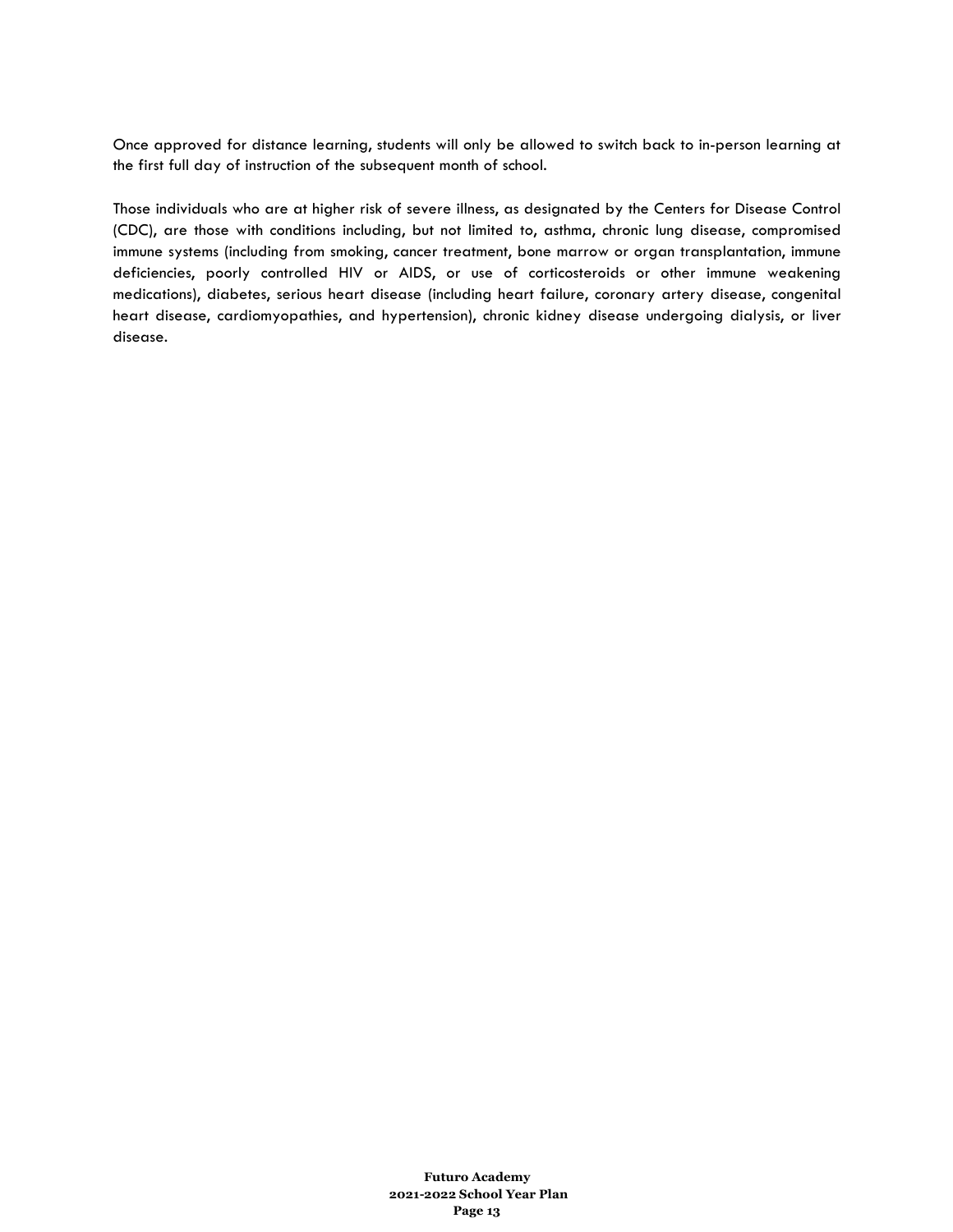Once approved for distance learning, students will only be allowed to switch back to in-person learning at the first full day of instruction of the subsequent month of school.

Those individuals who are at higher risk of severe illness, as designated by the Centers for Disease Control (CDC), are those with conditions including, but not limited to, asthma, chronic lung disease, compromised immune systems (including from smoking, cancer treatment, bone marrow or organ transplantation, immune deficiencies, poorly controlled HIV or AIDS, or use of corticosteroids or other immune weakening medications), diabetes, serious heart disease (including heart failure, coronary artery disease, congenital heart disease, cardiomyopathies, and hypertension), chronic kidney disease undergoing dialysis, or liver disease.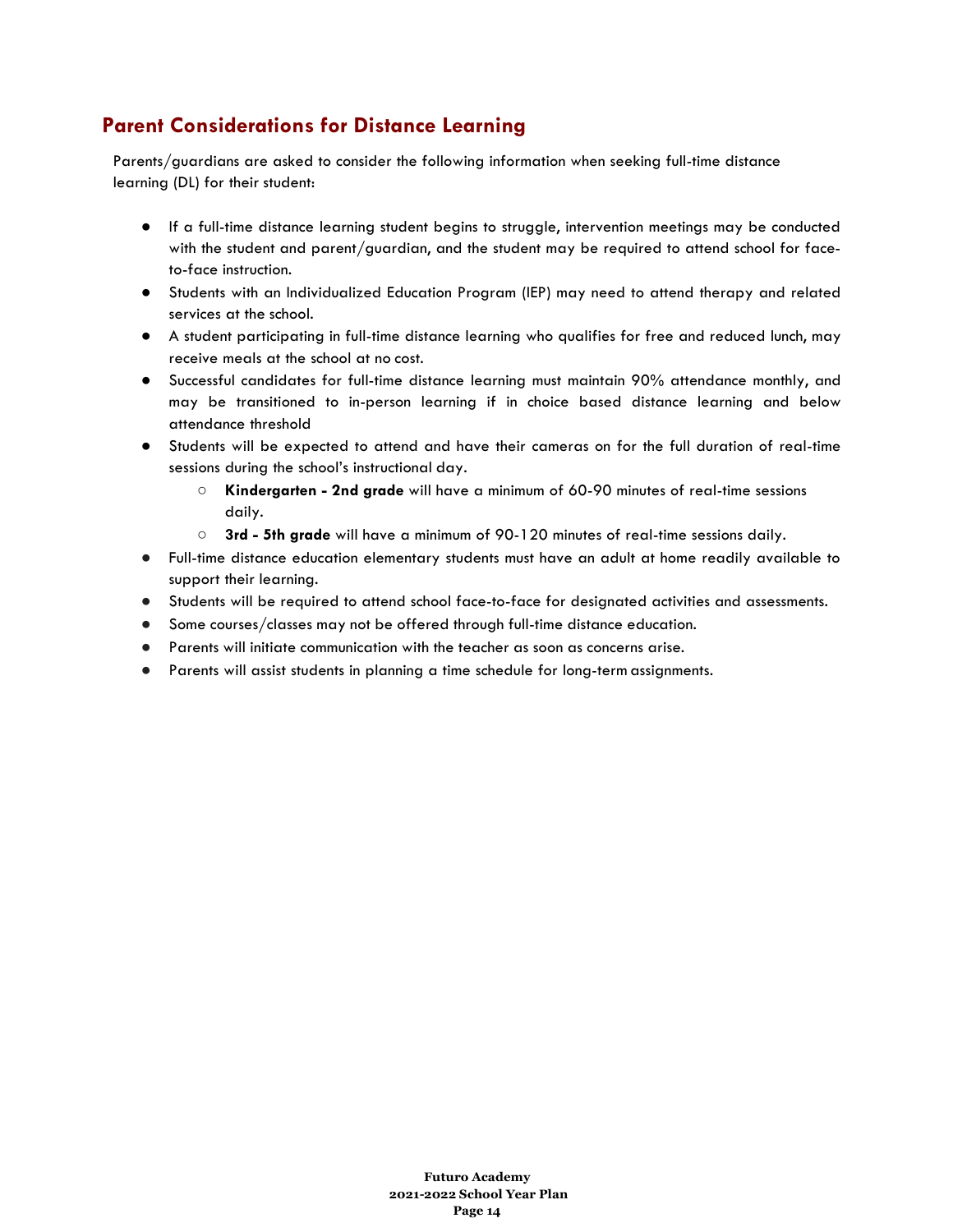## Parent Considerations for Distance Learning

Parents/guardians are asked to consider the following information when seeking full-time distance learning (DL) for their student:

- If a full-time distance learning student begins to struggle, intervention meetings may be conducted with the student and parent/guardian, and the student may be required to attend school for face-to-face instruction.
- Students with an Individualized Education Program (IEP) may need to attend therapy and related services at the school.
- A student participating in full-time distance learning who qualifies for free and reduced lunch, may receive meals at the school at no cost.
- Successful candidates for full-time distance learning must maintain 90% attendance monthly, and may be transitioned to in-person learning if in choice based distance learning and below attendance threshold
- Students will be expected to attend and have their cameras on for the full duration of real-time sessions during the school's instructional day.
  - **Kindergarten - 2nd grade** will have a minimum of 60-90 minutes of real-time sessions daily.
  - **3rd - 5th grade** will have a minimum of 90-120 minutes of real-time sessions daily.
- Full-time distance education elementary students must have an adult at home readily available to support their learning.
- Students will be required to attend school face-to-face for designated activities and assessments.
- Some courses/classes may not be offered through full-time distance education.
- Parents will initiate communication with the teacher as soon as concerns arise.
- Parents will assist students in planning a time schedule for long-term assignments.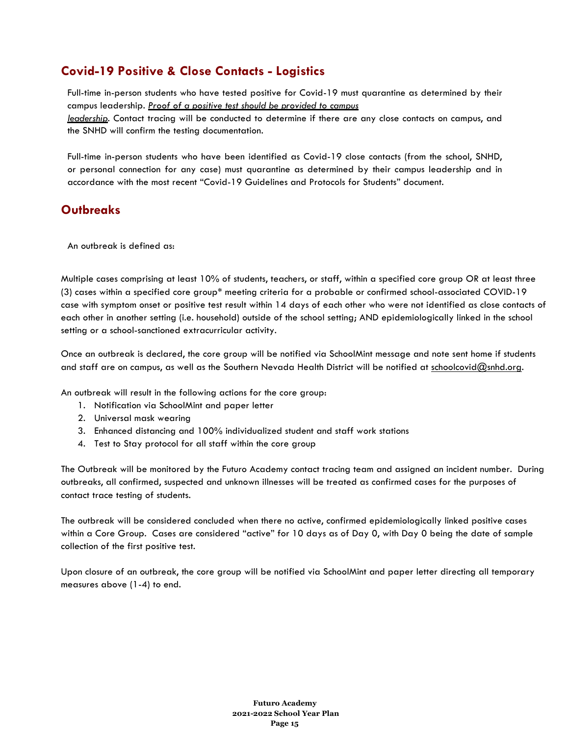## Covid-19 Positive & Close Contacts - Logistics

Full-time in-person students who have tested positive for Covid-19 must quarantine as determined by their campus leadership. ***Proof of a positive test should be provided to campus leadership***. Contact tracing will be conducted to determine if there are any close contacts on campus, and the SNHD will confirm the testing documentation.

Full-time in-person students who have been identified as Covid-19 close contacts (from the school, SNHD, or personal connection for any case) must quarantine as determined by their campus leadership and in accordance with the most recent "Covid-19 Guidelines and Protocols for Students" document.

## Outbreaks

An outbreak is defined as:

Multiple cases comprising at least 10% of students, teachers, or staff, within a specified core group OR at least three (3) cases within a specified core group* meeting criteria for a probable or confirmed school-associated COVID-19 case with symptom onset or positive test result within 14 days of each other who were not identified as close contacts of each other in another setting (i.e. household) outside of the school setting; AND epidemiologically linked in the school setting or a school-sanctioned extracurricular activity.

Once an outbreak is declared, the core group will be notified via SchoolMint message and note sent home if students and staff are on campus, as well as the Southern Nevada Health District will be notified at schoolcovid@snhd.org.

An outbreak will result in the following actions for the core group:

1. Notification via SchoolMint and paper letter
2. Universal mask wearing
3. Enhanced distancing and 100% individualized student and staff work stations
4. Test to Stay protocol for all staff within the core group

The Outbreak will be monitored by the Futuro Academy contact tracing team and assigned an incident number. During outbreaks, all confirmed, suspected and unknown illnesses will be treated as confirmed cases for the purposes of contact trace testing of students.

The outbreak will be considered concluded when there no active, confirmed epidemiologically linked positive cases within a Core Group. Cases are considered "active" for 10 days as of Day 0, with Day 0 being the date of sample collection of the first positive test.

Upon closure of an outbreak, the core group will be notified via SchoolMint and paper letter directing all temporary measures above (1-4) to end.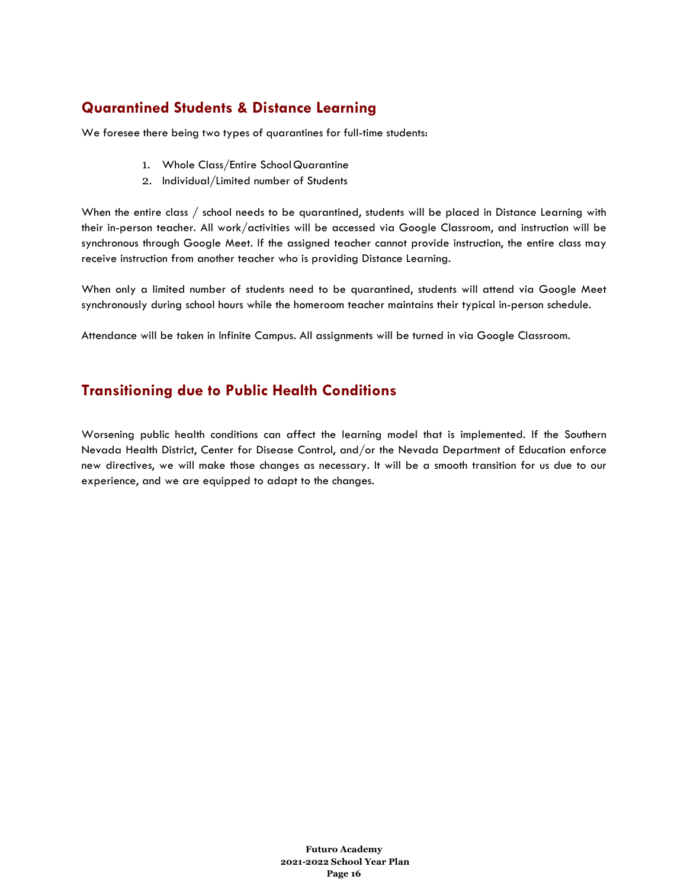## Quarantined Students & Distance Learning

We foresee there being two types of quarantines for full-time students:

1. Whole Class/Entire School Quarantine
2. Individual/Limited number of Students

When the entire class / school needs to be quarantined, students will be placed in Distance Learning with their in-person teacher. All work/activities will be accessed via Google Classroom, and instruction will be synchronous through Google Meet. If the assigned teacher cannot provide instruction, the entire class may receive instruction from another teacher who is providing Distance Learning.

When only a limited number of students need to be quarantined, students will attend via Google Meet synchronously during school hours while the homeroom teacher maintains their typical in-person schedule.

Attendance will be taken in Infinite Campus. All assignments will be turned in via Google Classroom.

## Transitioning due to Public Health Conditions

Worsening public health conditions can affect the learning model that is implemented. If the Southern Nevada Health District, Center for Disease Control, and/or the Nevada Department of Education enforce new directives, we will make those changes as necessary. It will be a smooth transition for us due to our experience, and we are equipped to adapt to the changes.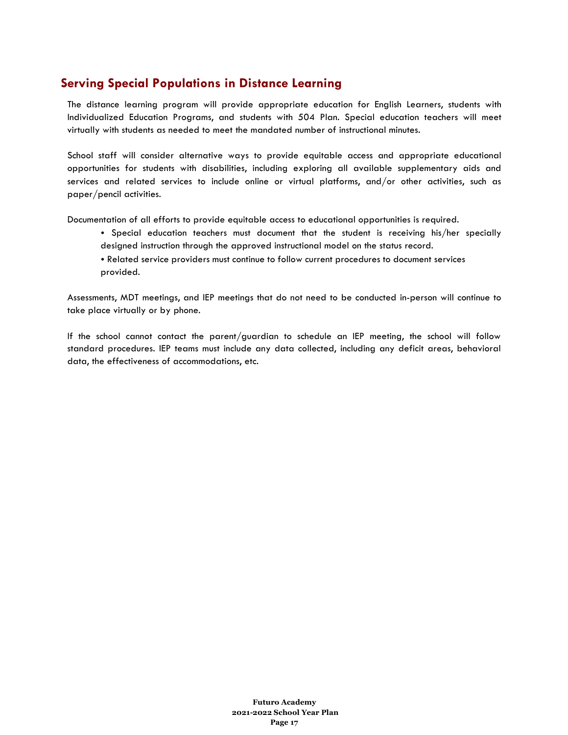## Serving Special Populations in Distance Learning

The distance learning program will provide appropriate education for English Learners, students with Individualized Education Programs, and students with 504 Plan. Special education teachers will meet virtually with students as needed to meet the mandated number of instructional minutes.

School staff will consider alternative ways to provide equitable access and appropriate educational opportunities for students with disabilities, including exploring all available supplementary aids and services and related services to include online or virtual platforms, and/or other activities, such as paper/pencil activities.

Documentation of all efforts to provide equitable access to educational opportunities is required.

- Special education teachers must document that the student is receiving his/her specially designed instruction through the approved instructional model on the status record.
- Related service providers must continue to follow current procedures to document services provided.

Assessments, MDT meetings, and IEP meetings that do not need to be conducted in-person will continue to take place virtually or by phone.

If the school cannot contact the parent/guardian to schedule an IEP meeting, the school will follow standard procedures. IEP teams must include any data collected, including any deficit areas, behavioral data, the effectiveness of accommodations, etc.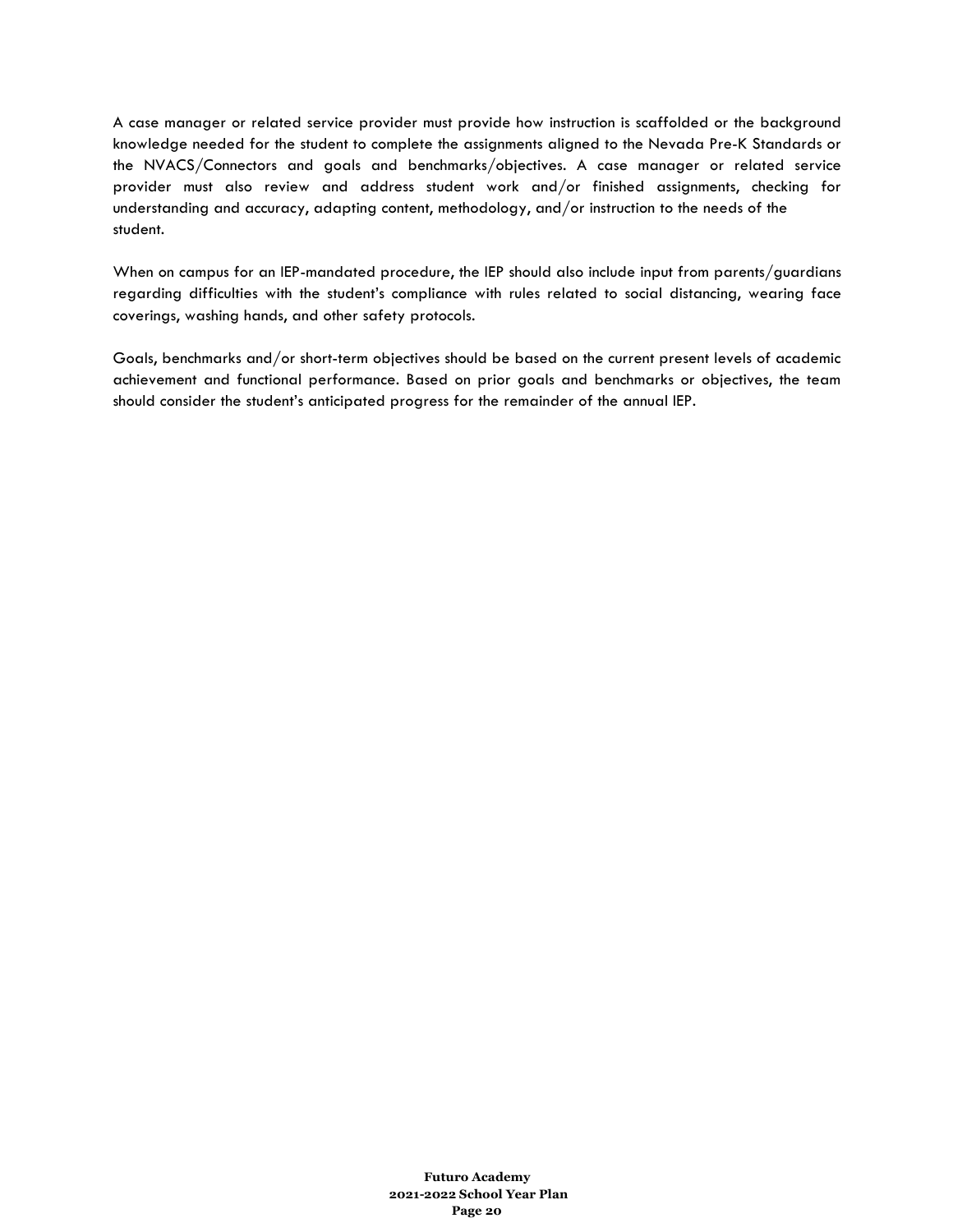A case manager or related service provider must provide how instruction is scaffolded or the background knowledge needed for the student to complete the assignments aligned to the Nevada Pre-K Standards or the NVACS/Connectors and goals and benchmarks/objectives. A case manager or related service provider must also review and address student work and/or finished assignments, checking for understanding and accuracy, adapting content, methodology, and/or instruction to the needs of the student.

When on campus for an IEP-mandated procedure, the IEP should also include input from parents/guardians regarding difficulties with the student's compliance with rules related to social distancing, wearing face coverings, washing hands, and other safety protocols.

Goals, benchmarks and/or short-term objectives should be based on the current present levels of academic achievement and functional performance. Based on prior goals and benchmarks or objectives, the team should consider the student's anticipated progress for the remainder of the annual IEP.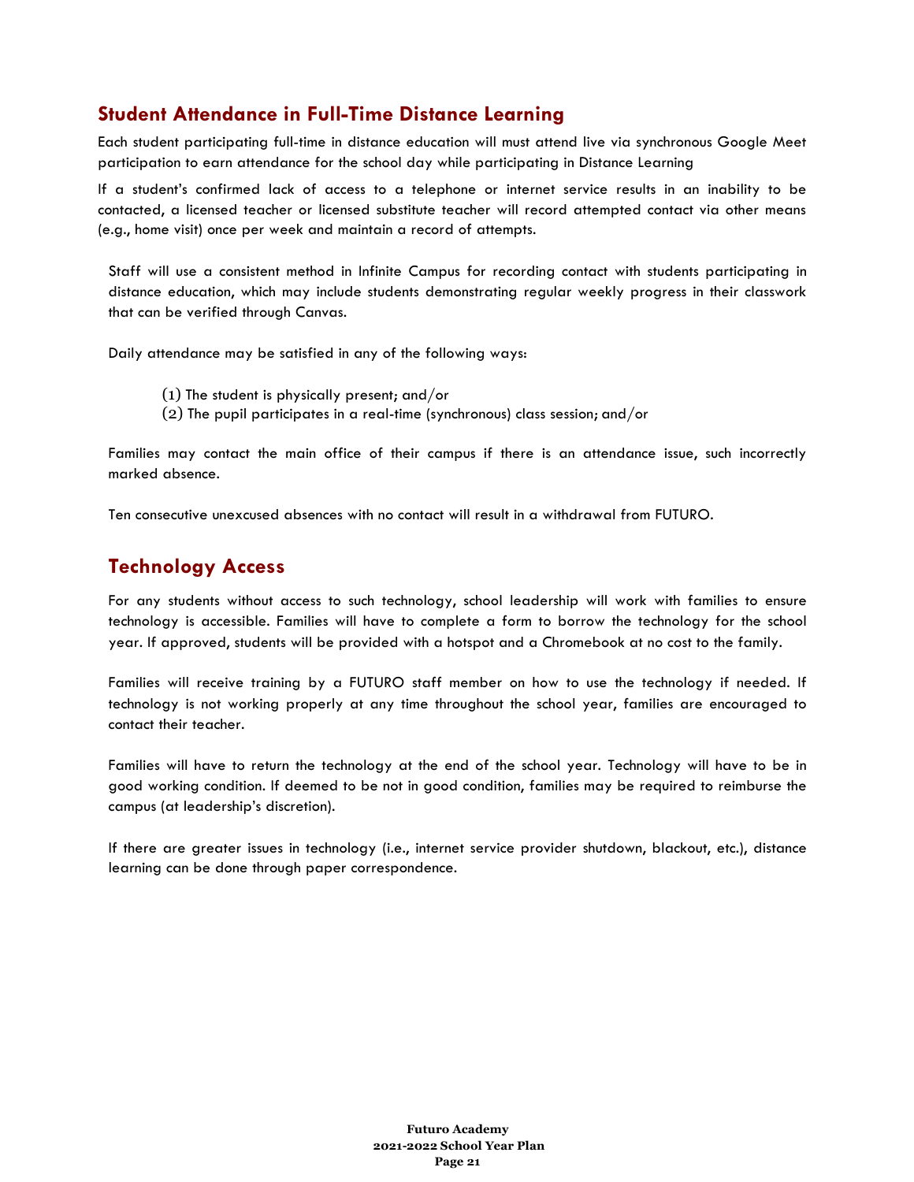## Student Attendance in Full-Time Distance Learning

Each student participating full-time in distance education will must attend live via synchronous Google Meet participation to earn attendance for the school day while participating in Distance Learning

If a student's confirmed lack of access to a telephone or internet service results in an inability to be contacted, a licensed teacher or licensed substitute teacher will record attempted contact via other means (e.g., home visit) once per week and maintain a record of attempts.

Staff will use a consistent method in Infinite Campus for recording contact with students participating in distance education, which may include students demonstrating regular weekly progress in their classwork that can be verified through Canvas.

Daily attendance may be satisfied in any of the following ways:

(1) The student is physically present; and/or
(2) The pupil participates in a real-time (synchronous) class session; and/or

Families may contact the main office of their campus if there is an attendance issue, such incorrectly marked absence.

Ten consecutive unexcused absences with no contact will result in a withdrawal from FUTURO.

## Technology Access

For any students without access to such technology, school leadership will work with families to ensure technology is accessible. Families will have to complete a form to borrow the technology for the school year. If approved, students will be provided with a hotspot and a Chromebook at no cost to the family.

Families will receive training by a FUTURO staff member on how to use the technology if needed. If technology is not working properly at any time throughout the school year, families are encouraged to contact their teacher.

Families will have to return the technology at the end of the school year. Technology will have to be in good working condition. If deemed to be not in good condition, families may be required to reimburse the campus (at leadership's discretion).

If there are greater issues in technology (i.e., internet service provider shutdown, blackout, etc.), distance learning can be done through paper correspondence.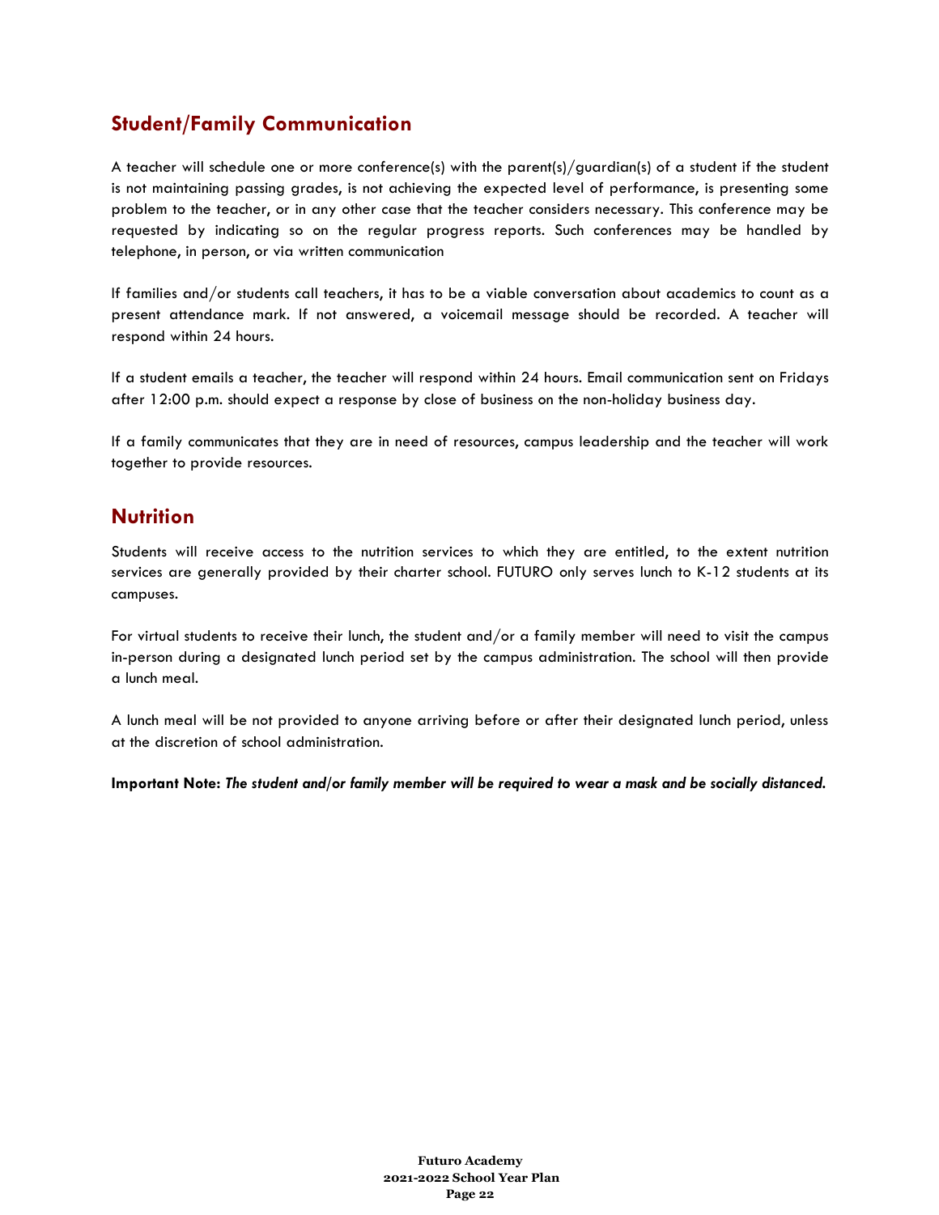## Student/Family Communication

A teacher will schedule one or more conference(s) with the parent(s)/guardian(s) of a student if the student is not maintaining passing grades, is not achieving the expected level of performance, is presenting some problem to the teacher, or in any other case that the teacher considers necessary. This conference may be requested by indicating so on the regular progress reports. Such conferences may be handled by telephone, in person, or via written communication

If families and/or students call teachers, it has to be a viable conversation about academics to count as a present attendance mark. If not answered, a voicemail message should be recorded. A teacher will respond within 24 hours.

If a student emails a teacher, the teacher will respond within 24 hours. Email communication sent on Fridays after 12:00 p.m. should expect a response by close of business on the non-holiday business day.

If a family communicates that they are in need of resources, campus leadership and the teacher will work together to provide resources.

## Nutrition

Students will receive access to the nutrition services to which they are entitled, to the extent nutrition services are generally provided by their charter school. FUTURO only serves lunch to K-12 students at its campuses.

For virtual students to receive their lunch, the student and/or a family member will need to visit the campus in-person during a designated lunch period set by the campus administration. The school will then provide a lunch meal.

A lunch meal will be not provided to anyone arriving before or after their designated lunch period, unless at the discretion of school administration.

**Important Note:** ***The student and/or family member will be required to wear a mask and be socially distanced.***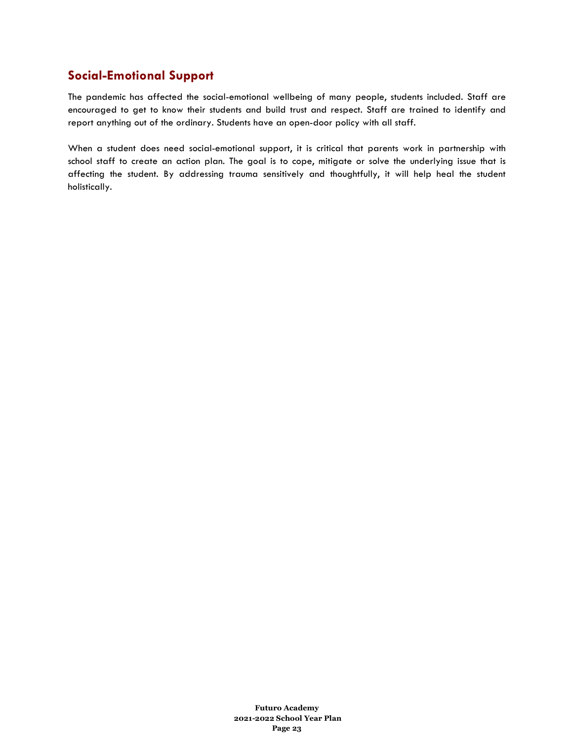## Social-Emotional Support

The pandemic has affected the social-emotional wellbeing of many people, students included. Staff are encouraged to get to know their students and build trust and respect. Staff are trained to identify and report anything out of the ordinary. Students have an open-door policy with all staff.

When a student does need social-emotional support, it is critical that parents work in partnership with school staff to create an action plan. The goal is to cope, mitigate or solve the underlying issue that is affecting the student. By addressing trauma sensitively and thoughtfully, it will help heal the student holistically.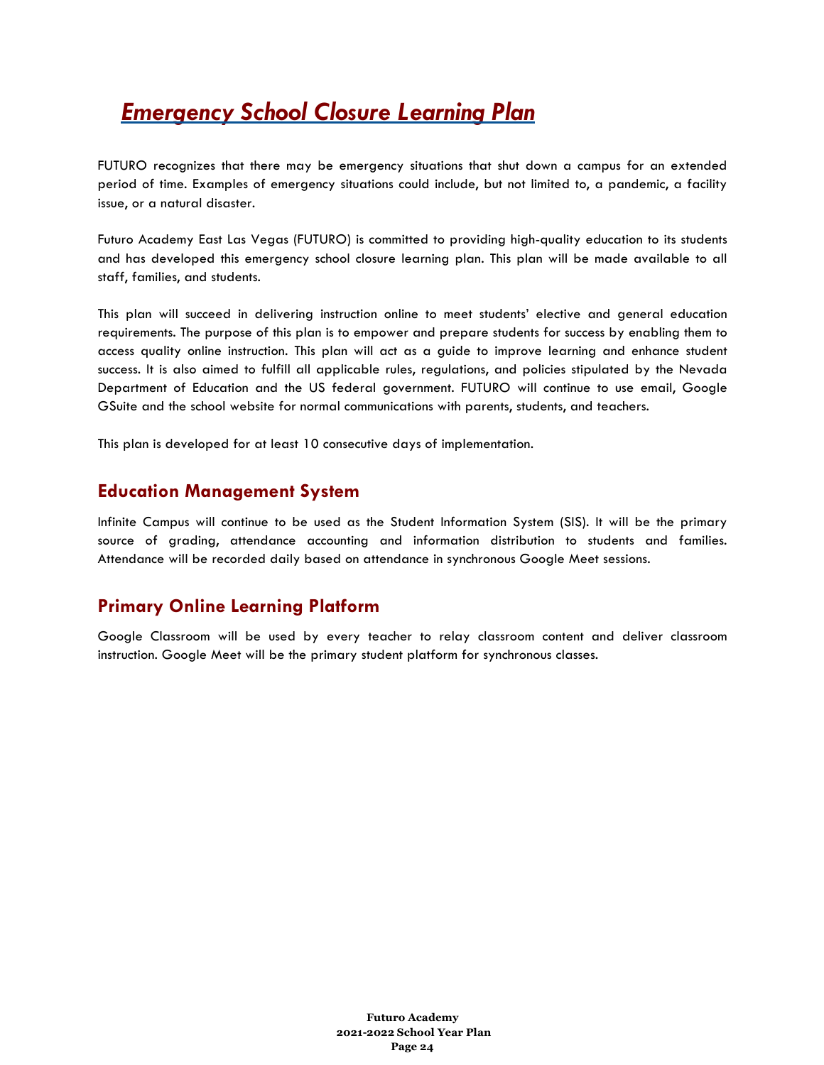# *Emergency School Closure Learning Plan*

FUTURO recognizes that there may be emergency situations that shut down a campus for an extended period of time. Examples of emergency situations could include, but not limited to, a pandemic, a facility issue, or a natural disaster.

Futuro Academy East Las Vegas (FUTURO) is committed to providing high-quality education to its students and has developed this emergency school closure learning plan. This plan will be made available to all staff, families, and students.

This plan will succeed in delivering instruction online to meet students' elective and general education requirements. The purpose of this plan is to empower and prepare students for success by enabling them to access quality online instruction. This plan will act as a guide to improve learning and enhance student success. It is also aimed to fulfill all applicable rules, regulations, and policies stipulated by the Nevada Department of Education and the US federal government. FUTURO will continue to use email, Google GSuite and the school website for normal communications with parents, students, and teachers.

This plan is developed for at least 10 consecutive days of implementation.

## Education Management System

Infinite Campus will continue to be used as the Student Information System (SIS). It will be the primary source of grading, attendance accounting and information distribution to students and families. Attendance will be recorded daily based on attendance in synchronous Google Meet sessions.

## Primary Online Learning Platform

Google Classroom will be used by every teacher to relay classroom content and deliver classroom instruction. Google Meet will be the primary student platform for synchronous classes.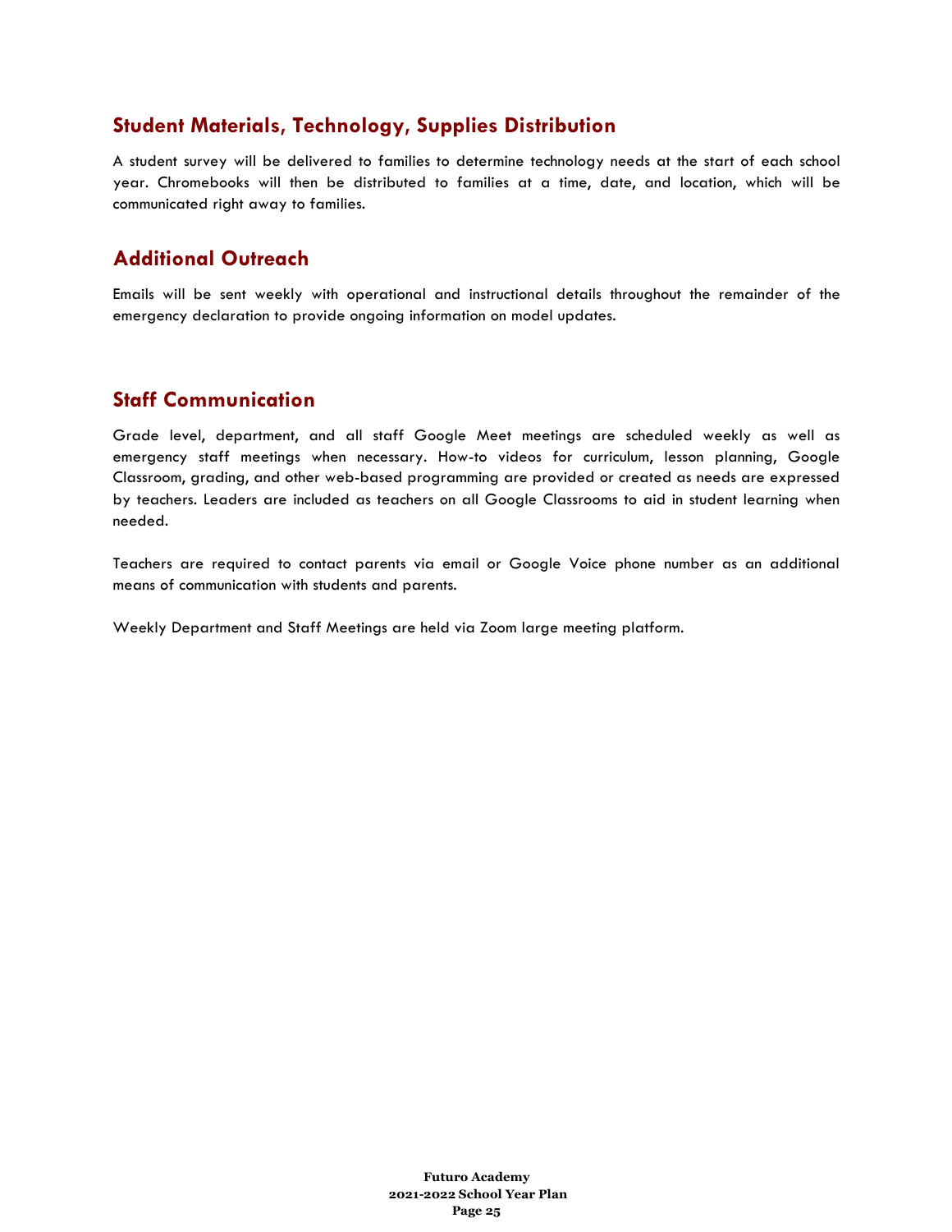## Student Materials, Technology, Supplies Distribution

A student survey will be delivered to families to determine technology needs at the start of each school year. Chromebooks will then be distributed to families at a time, date, and location, which will be communicated right away to families.

## Additional Outreach

Emails will be sent weekly with operational and instructional details throughout the remainder of the emergency declaration to provide ongoing information on model updates.

## Staff Communication

Grade level, department, and all staff Google Meet meetings are scheduled weekly as well as emergency staff meetings when necessary. How-to videos for curriculum, lesson planning, Google Classroom, grading, and other web-based programming are provided or created as needs are expressed by teachers. Leaders are included as teachers on all Google Classrooms to aid in student learning when needed.

Teachers are required to contact parents via email or Google Voice phone number as an additional means of communication with students and parents.

Weekly Department and Staff Meetings are held via Zoom large meeting platform.